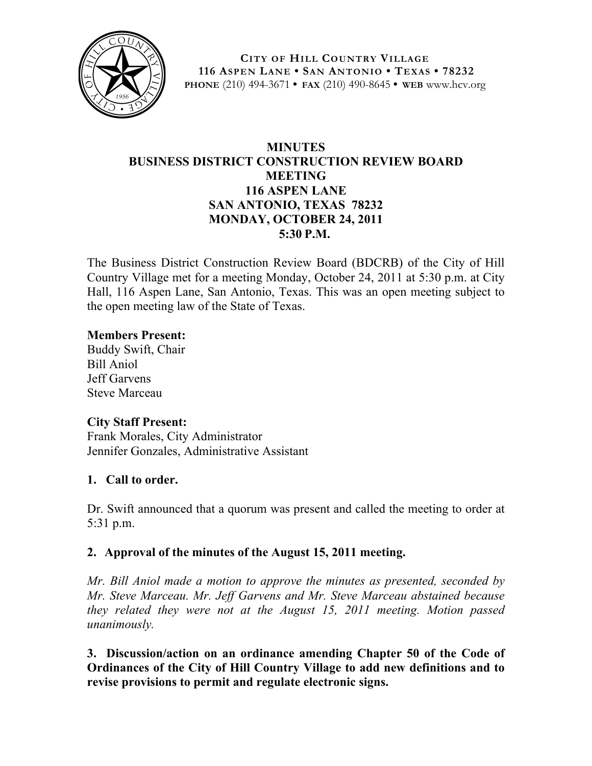**CITY OF HILL COUNTRY VILLAGE**
**116 ASPEN LANE • SAN ANTONIO • TEXAS • 78232**
**PHONE** (210) 494-3671 • **FAX** (210) 490-8645 • **WEB** www.hcv.org

# MINUTES
# BUSINESS DISTRICT CONSTRUCTION REVIEW BOARD MEETING
## 116 ASPEN LANE
## SAN ANTONIO, TEXAS 78232
## MONDAY, OCTOBER 24, 2011
## 5:30 P.M.

The Business District Construction Review Board (BDCRB) of the City of Hill Country Village met for a meeting Monday, October 24, 2011 at 5:30 p.m. at City Hall, 116 Aspen Lane, San Antonio, Texas. This was an open meeting subject to the open meeting law of the State of Texas.

**Members Present:**
Buddy Swift, Chair
Bill Aniol
Jeff Garvens
Steve Marceau

**City Staff Present:**
Frank Morales, City Administrator
Jennifer Gonzales, Administrative Assistant

**1. Call to order.**

Dr. Swift announced that a quorum was present and called the meeting to order at 5:31 p.m.

**2. Approval of the minutes of the August 15, 2011 meeting.**

*Mr. Bill Aniol made a motion to approve the minutes as presented, seconded by Mr. Steve Marceau. Mr. Jeff Garvens and Mr. Steve Marceau abstained because they related they were not at the August 15, 2011 meeting. Motion passed unanimously.*

**3. Discussion/action on an ordinance amending Chapter 50 of the Code of Ordinances of the City of Hill Country Village to add new definitions and to revise provisions to permit and regulate electronic signs.**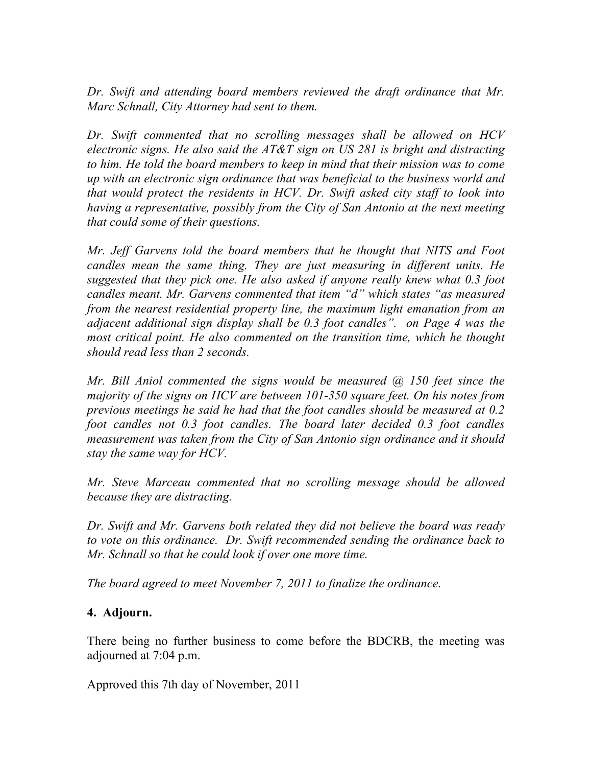*Dr. Swift and attending board members reviewed the draft ordinance that Mr. Marc Schnall, City Attorney had sent to them.*

*Dr. Swift commented that no scrolling messages shall be allowed on HCV electronic signs. He also said the AT&T sign on US 281 is bright and distracting to him. He told the board members to keep in mind that their mission was to come up with an electronic sign ordinance that was beneficial to the business world and that would protect the residents in HCV. Dr. Swift asked city staff to look into having a representative, possibly from the City of San Antonio at the next meeting that could some of their questions.*

*Mr. Jeff Garvens told the board members that he thought that NITS and Foot candles mean the same thing. They are just measuring in different units. He suggested that they pick one. He also asked if anyone really knew what 0.3 foot candles meant. Mr. Garvens commented that item "d" which states "as measured from the nearest residential property line, the maximum light emanation from an adjacent additional sign display shall be 0.3 foot candles". on Page 4 was the most critical point. He also commented on the transition time, which he thought should read less than 2 seconds.*

*Mr. Bill Aniol commented the signs would be measured @ 150 feet since the majority of the signs on HCV are between 101-350 square feet. On his notes from previous meetings he said he had that the foot candles should be measured at 0.2 foot candles not 0.3 foot candles. The board later decided 0.3 foot candles measurement was taken from the City of San Antonio sign ordinance and it should stay the same way for HCV.*

*Mr. Steve Marceau commented that no scrolling message should be allowed because they are distracting.*

*Dr. Swift and Mr. Garvens both related they did not believe the board was ready to vote on this ordinance. Dr. Swift recommended sending the ordinance back to Mr. Schnall so that he could look if over one more time.*

*The board agreed to meet November 7, 2011 to finalize the ordinance.*

**4. Adjourn.**

There being no further business to come before the BDCRB, the meeting was adjourned at 7:04 p.m.

Approved this 7th day of November, 2011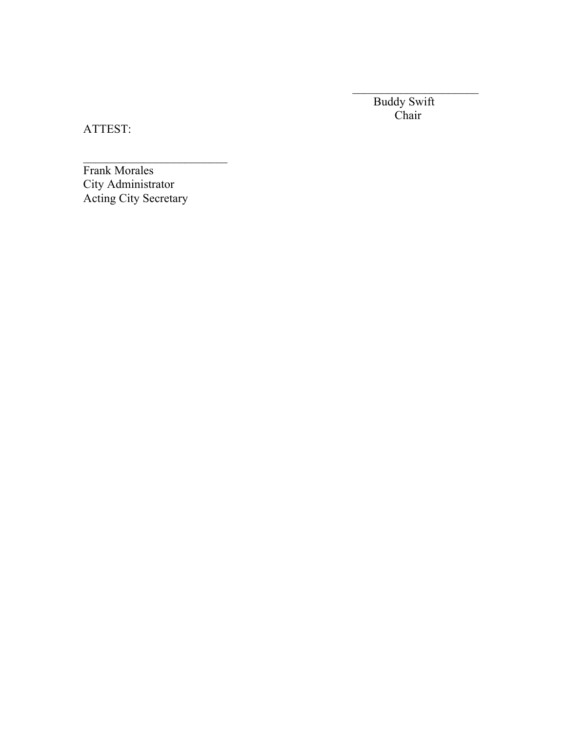\_\_\_\_\_\_\_\_\_\_\_\_\_\_\_\_\_\_\_\_\_\_

Buddy Swift
Chair

ATTEST:

\_\_\_\_\_\_\_\_\_\_\_\_\_\_\_\_\_\_\_\_\_\_\_\_\_

Frank Morales
City Administrator
Acting City Secretary